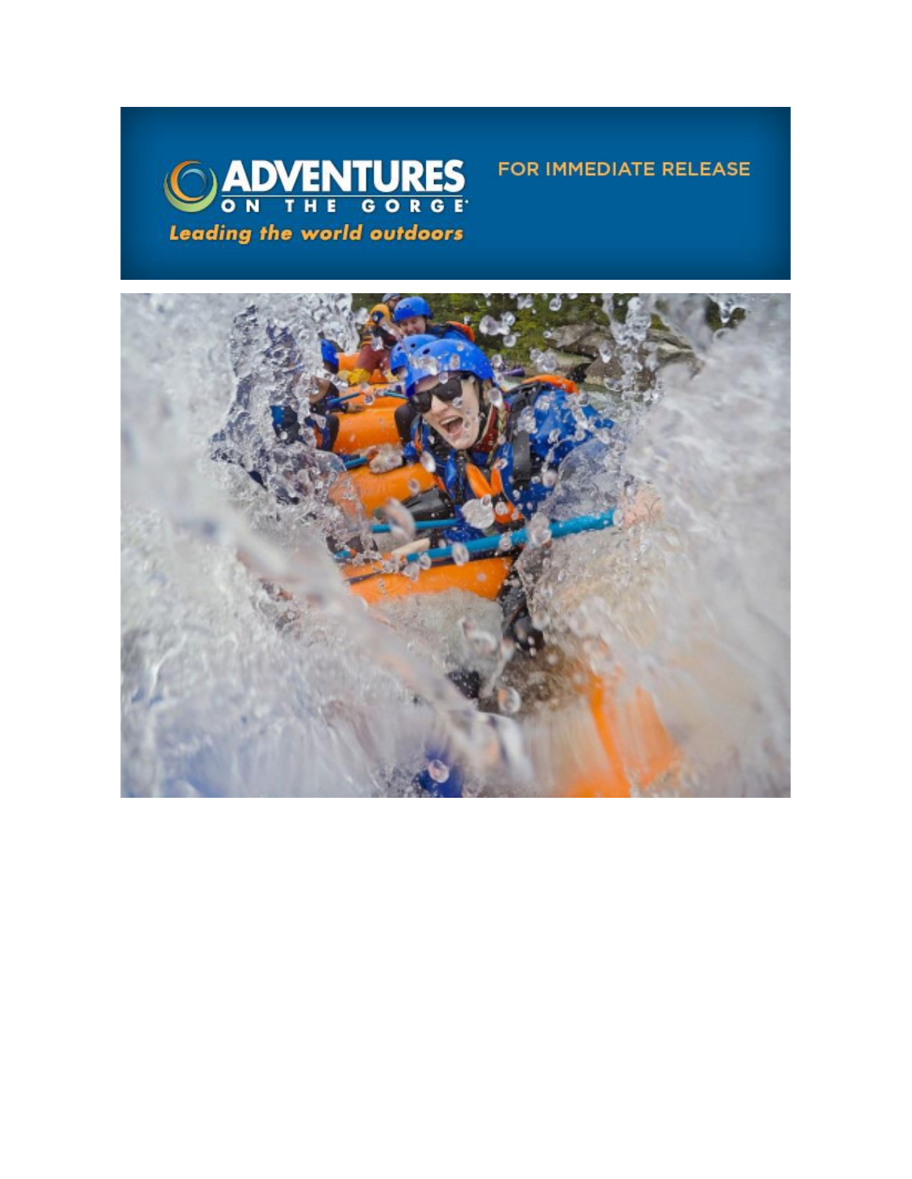ADVENTURES ON THE GORGE

*Leading the world outdoors*

FOR IMMEDIATE RELEASE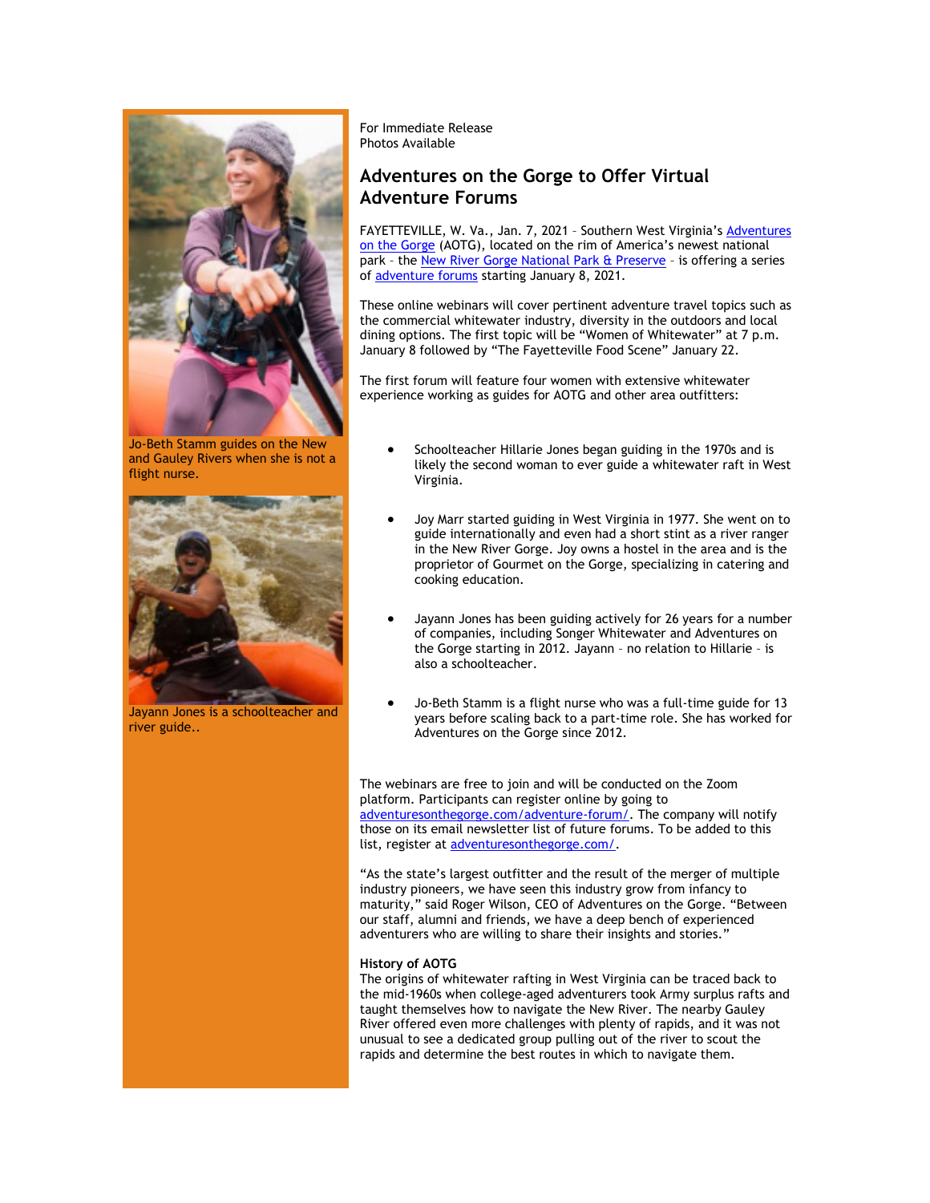For Immediate Release
Photos Available

## Adventures on the Gorge to Offer Virtual Adventure Forums

FAYETTEVILLE, W. Va., Jan. 7, 2021 – Southern West Virginia's Adventures on the Gorge (AOTG), located on the rim of America's newest national park – the New River Gorge National Park & Preserve – is offering a series of adventure forums starting January 8, 2021.

These online webinars will cover pertinent adventure travel topics such as the commercial whitewater industry, diversity in the outdoors and local dining options. The first topic will be "Women of Whitewater" at 7 p.m. January 8 followed by "The Fayetteville Food Scene" January 22.

The first forum will feature four women with extensive whitewater experience working as guides for AOTG and other area outfitters:

- Schoolteacher Hillarie Jones began guiding in the 1970s and is likely the second woman to ever guide a whitewater raft in West Virginia.
- Joy Marr started guiding in West Virginia in 1977. She went on to guide internationally and even had a short stint as a river ranger in the New River Gorge. Joy owns a hostel in the area and is the proprietor of Gourmet on the Gorge, specializing in catering and cooking education.
- Jayann Jones has been guiding actively for 26 years for a number of companies, including Songer Whitewater and Adventures on the Gorge starting in 2012. Jayann – no relation to Hillarie – is also a schoolteacher.
- Jo-Beth Stamm is a flight nurse who was a full-time guide for 13 years before scaling back to a part-time role. She has worked for Adventures on the Gorge since 2012.

The webinars are free to join and will be conducted on the Zoom platform. Participants can register online by going to adventuresonthegorge.com/adventure-forum/. The company will notify those on its email newsletter list of future forums. To be added to this list, register at adventuresonthegorge.com/.

"As the state's largest outfitter and the result of the merger of multiple industry pioneers, we have seen this industry grow from infancy to maturity," said Roger Wilson, CEO of Adventures on the Gorge. "Between our staff, alumni and friends, we have a deep bench of experienced adventurers who are willing to share their insights and stories."

**History of AOTG**

The origins of whitewater rafting in West Virginia can be traced back to the mid-1960s when college-aged adventurers took Army surplus rafts and taught themselves how to navigate the New River. The nearby Gauley River offered even more challenges with plenty of rapids, and it was not unusual to see a dedicated group pulling out of the river to scout the rapids and determine the best routes in which to navigate them.

Jo-Beth Stamm guides on the New and Gauley Rivers when she is not a flight nurse.

Jayann Jones is a schoolteacher and river guide..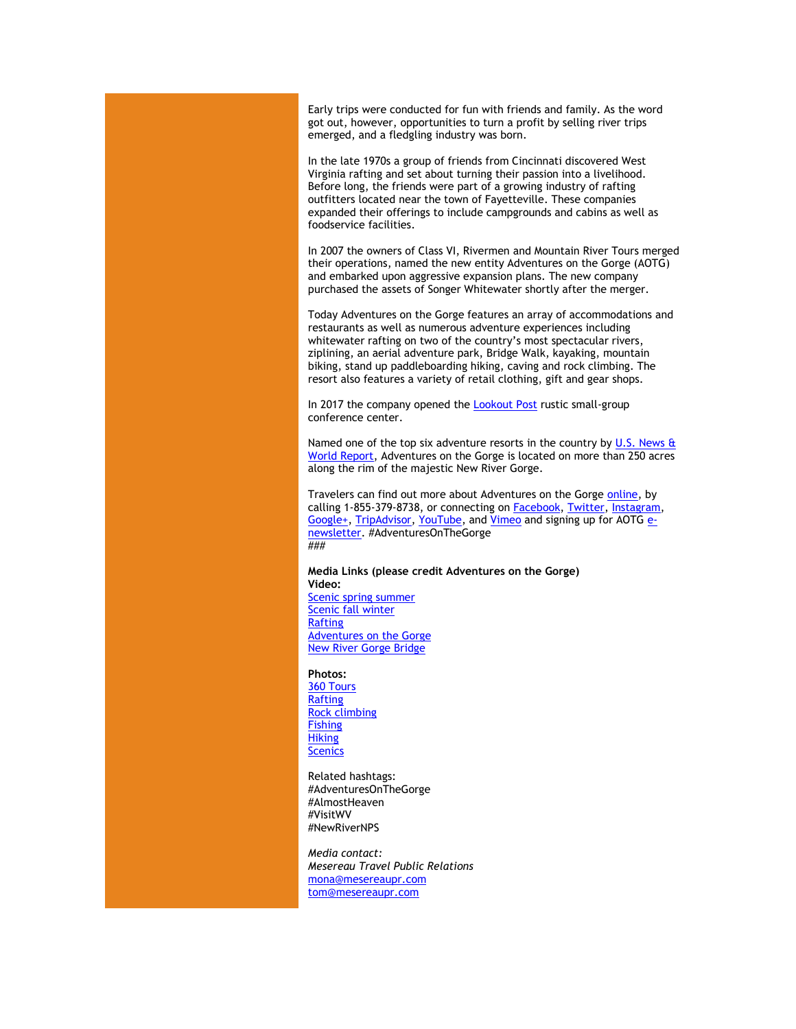Early trips were conducted for fun with friends and family. As the word got out, however, opportunities to turn a profit by selling river trips emerged, and a fledgling industry was born.

In the late 1970s a group of friends from Cincinnati discovered West Virginia rafting and set about turning their passion into a livelihood. Before long, the friends were part of a growing industry of rafting outfitters located near the town of Fayetteville. These companies expanded their offerings to include campgrounds and cabins as well as foodservice facilities.

In 2007 the owners of Class VI, Rivermen and Mountain River Tours merged their operations, named the new entity Adventures on the Gorge (AOTG) and embarked upon aggressive expansion plans. The new company purchased the assets of Songer Whitewater shortly after the merger.

Today Adventures on the Gorge features an array of accommodations and restaurants as well as numerous adventure experiences including whitewater rafting on two of the country's most spectacular rivers, ziplining, an aerial adventure park, Bridge Walk, kayaking, mountain biking, stand up paddleboarding hiking, caving and rock climbing. The resort also features a variety of retail clothing, gift and gear shops.

In 2017 the company opened the Lookout Post rustic small-group conference center.

Named one of the top six adventure resorts in the country by U.S. News & World Report, Adventures on the Gorge is located on more than 250 acres along the rim of the majestic New River Gorge.

Travelers can find out more about Adventures on the Gorge online, by calling 1-855-379-8738, or connecting on Facebook, Twitter, Instagram, Google+, TripAdvisor, YouTube, and Vimeo and signing up for AOTG e-newsletter. #AdventuresOnTheGorge
###

**Media Links (please credit Adventures on the Gorge)**
**Video:**
Scenic spring summer
Scenic fall winter
Rafting
Adventures on the Gorge
New River Gorge Bridge

**Photos:**
360 Tours
Rafting
Rock climbing
Fishing
Hiking
Scenics

Related hashtags:
#AdventuresOnTheGorge
#AlmostHeaven
#VisitWV
#NewRiverNPS

*Media contact:*
*Mesereau Travel Public Relations*
mona@mesereaupr.com
tom@mesereaupr.com